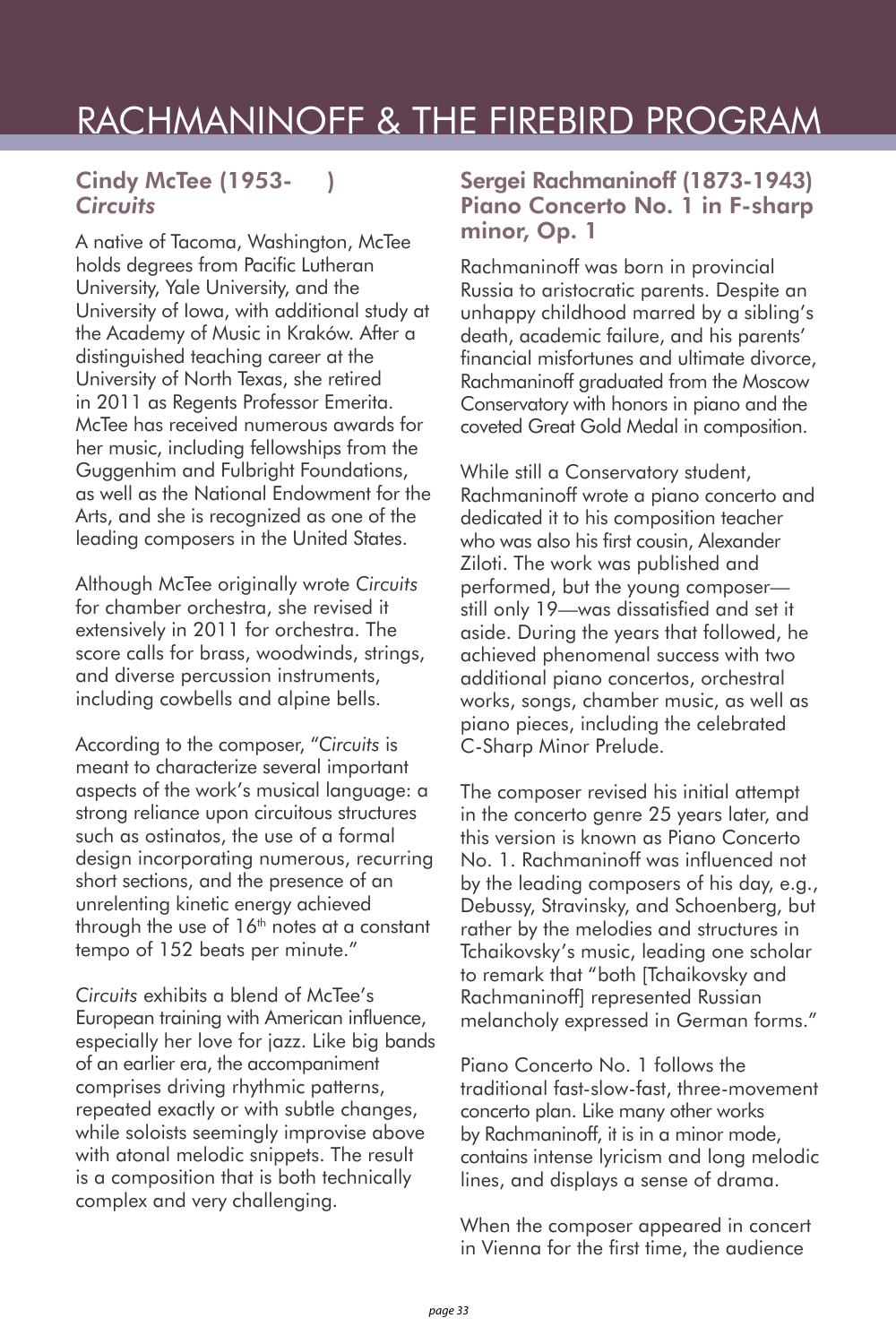# RACHMANINOFF & THE FIREBIRD PROGRAM

## Cindy McTee (1953- )
## *Circuits*

A native of Tacoma, Washington, McTee holds degrees from Pacific Lutheran University, Yale University, and the University of Iowa, with additional study at the Academy of Music in Kraków. After a distinguished teaching career at the University of North Texas, she retired in 2011 as Regents Professor Emerita. McTee has received numerous awards for her music, including fellowships from the Guggenhim and Fulbright Foundations, as well as the National Endowment for the Arts, and she is recognized as one of the leading composers in the United States.

Although McTee originally wrote *Circuits* for chamber orchestra, she revised it extensively in 2011 for orchestra. The score calls for brass, woodwinds, strings, and diverse percussion instruments, including cowbells and alpine bells.

According to the composer, "*Circuits* is meant to characterize several important aspects of the work's musical language: a strong reliance upon circuitous structures such as ostinatos, the use of a formal design incorporating numerous, recurring short sections, and the presence of an unrelenting kinetic energy achieved through the use of 16th notes at a constant tempo of 152 beats per minute."

*Circuits* exhibits a blend of McTee's European training with American influence, especially her love for jazz. Like big bands of an earlier era, the accompaniment comprises driving rhythmic patterns, repeated exactly or with subtle changes, while soloists seemingly improvise above with atonal melodic snippets. The result is a composition that is both technically complex and very challenging.

## Sergei Rachmaninoff (1873-1943)
## Piano Concerto No. 1 in F-sharp minor, Op. 1

Rachmaninoff was born in provincial Russia to aristocratic parents. Despite an unhappy childhood marred by a sibling's death, academic failure, and his parents' financial misfortunes and ultimate divorce, Rachmaninoff graduated from the Moscow Conservatory with honors in piano and the coveted Great Gold Medal in composition.

While still a Conservatory student, Rachmaninoff wrote a piano concerto and dedicated it to his composition teacher who was also his first cousin, Alexander Ziloti. The work was published and performed, but the young composer—still only 19—was dissatisfied and set it aside. During the years that followed, he achieved phenomenal success with two additional piano concertos, orchestral works, songs, chamber music, as well as piano pieces, including the celebrated C-Sharp Minor Prelude.

The composer revised his initial attempt in the concerto genre 25 years later, and this version is known as Piano Concerto No. 1. Rachmaninoff was influenced not by the leading composers of his day, e.g., Debussy, Stravinsky, and Schoenberg, but rather by the melodies and structures in Tchaikovsky's music, leading one scholar to remark that "both [Tchaikovsky and Rachmaninoff] represented Russian melancholy expressed in German forms."

Piano Concerto No. 1 follows the traditional fast-slow-fast, three-movement concerto plan. Like many other works by Rachmaninoff, it is in a minor mode, contains intense lyricism and long melodic lines, and displays a sense of drama.

When the composer appeared in concert in Vienna for the first time, the audience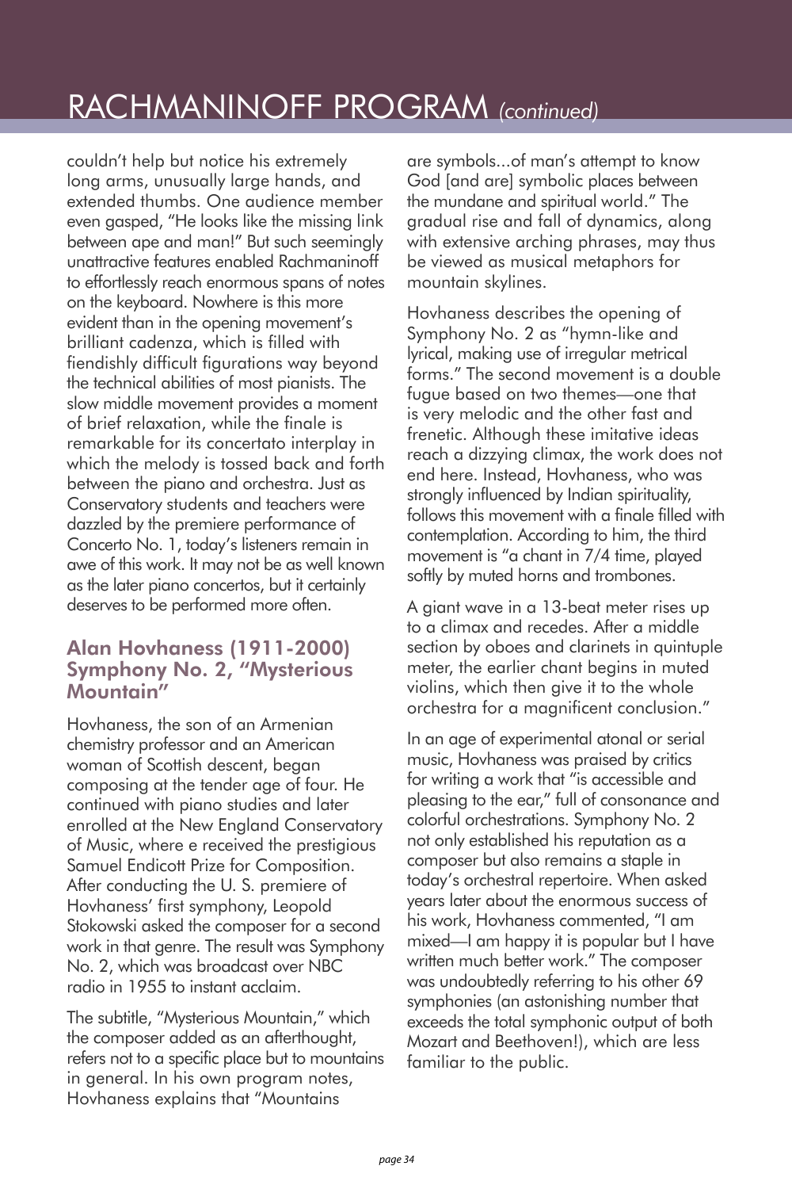couldn't help but notice his extremely long arms, unusually large hands, and extended thumbs. One audience member even gasped, "He looks like the missing link between ape and man!" But such seemingly unattractive features enabled Rachmaninoff to effortlessly reach enormous spans of notes on the keyboard. Nowhere is this more evident than in the opening movement's brilliant cadenza, which is filled with fiendishly difficult figurations way beyond the technical abilities of most pianists. The slow middle movement provides a moment of brief relaxation, while the finale is remarkable for its concertato interplay in which the melody is tossed back and forth between the piano and orchestra. Just as Conservatory students and teachers were dazzled by the premiere performance of Concerto No. 1, today's listeners remain in awe of this work. It may not be as well known as the later piano concertos, but it certainly deserves to be performed more often.

## Alan Hovhaness (1911-2000) Symphony No. 2, "Mysterious Mountain"

Hovhaness, the son of an Armenian chemistry professor and an American woman of Scottish descent, began composing at the tender age of four. He continued with piano studies and later enrolled at the New England Conservatory of Music, where e received the prestigious Samuel Endicott Prize for Composition. After conducting the U. S. premiere of Hovhaness' first symphony, Leopold Stokowski asked the composer for a second work in that genre. The result was Symphony No. 2, which was broadcast over NBC radio in 1955 to instant acclaim.

The subtitle, "Mysterious Mountain," which the composer added as an afterthought, refers not to a specific place but to mountains in general. In his own program notes, Hovhaness explains that "Mountains are symbols...of man's attempt to know God [and are] symbolic places between the mundane and spiritual world." The gradual rise and fall of dynamics, along with extensive arching phrases, may thus be viewed as musical metaphors for mountain skylines.

Hovhaness describes the opening of Symphony No. 2 as "hymn-like and lyrical, making use of irregular metrical forms." The second movement is a double fugue based on two themes—one that is very melodic and the other fast and frenetic. Although these imitative ideas reach a dizzying climax, the work does not end here. Instead, Hovhaness, who was strongly influenced by Indian spirituality, follows this movement with a finale filled with contemplation. According to him, the third movement is "a chant in 7/4 time, played softly by muted horns and trombones.

A giant wave in a 13-beat meter rises up to a climax and recedes. After a middle section by oboes and clarinets in quintuple meter, the earlier chant begins in muted violins, which then give it to the whole orchestra for a magnificent conclusion."

In an age of experimental atonal or serial music, Hovhaness was praised by critics for writing a work that "is accessible and pleasing to the ear," full of consonance and colorful orchestrations. Symphony No. 2 not only established his reputation as a composer but also remains a staple in today's orchestral repertoire. When asked years later about the enormous success of his work, Hovhaness commented, "I am mixed—I am happy it is popular but I have written much better work." The composer was undoubtedly referring to his other 69 symphonies (an astonishing number that exceeds the total symphonic output of both Mozart and Beethoven!), which are less familiar to the public.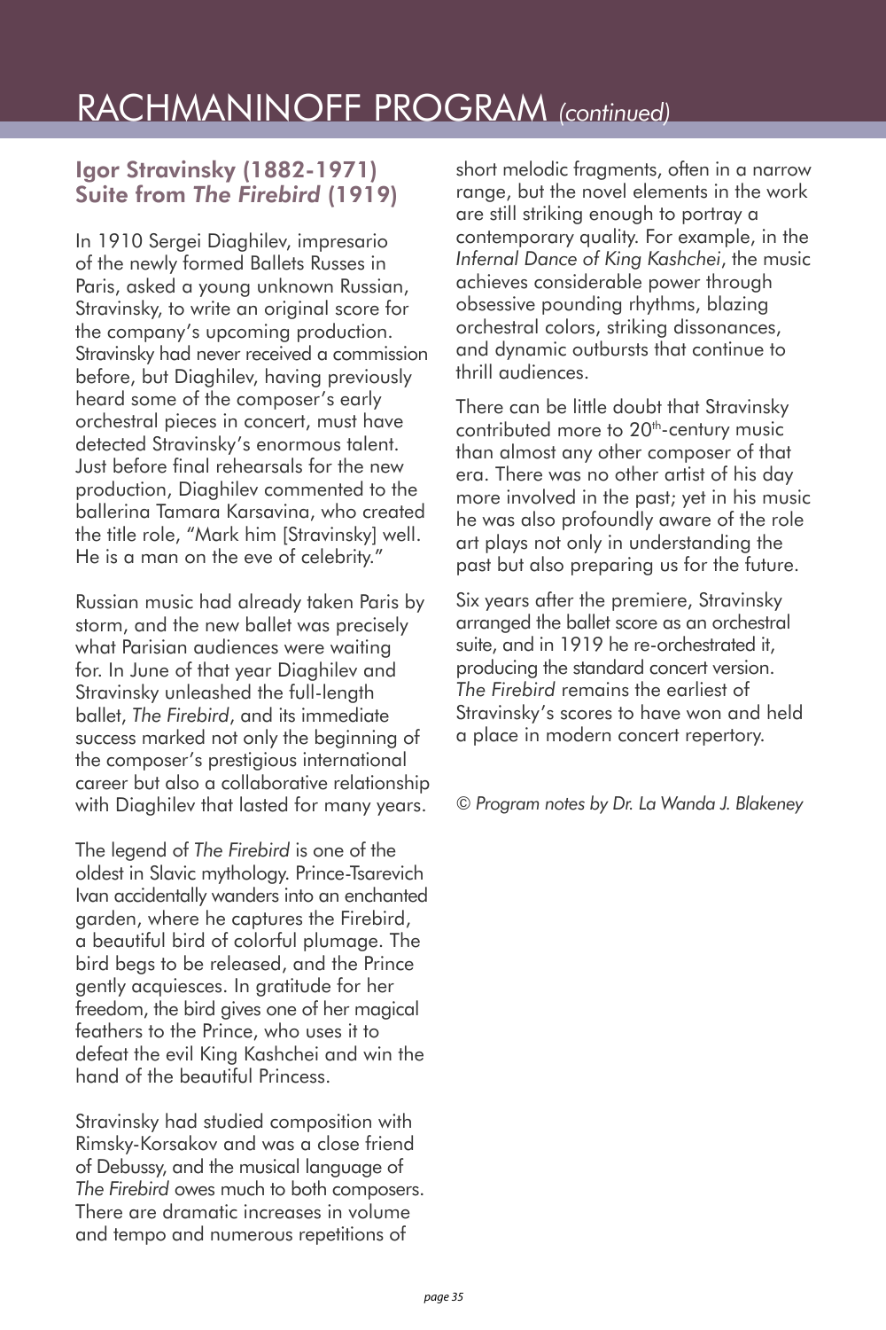# RACHMANINOFF PROGRAM *(continued)*

## Igor Stravinsky (1882-1971)
## Suite from *The Firebird* (1919)

In 1910 Sergei Diaghilev, impresario of the newly formed Ballets Russes in Paris, asked a young unknown Russian, Stravinsky, to write an original score for the company's upcoming production. Stravinsky had never received a commission before, but Diaghilev, having previously heard some of the composer's early orchestral pieces in concert, must have detected Stravinsky's enormous talent. Just before final rehearsals for the new production, Diaghilev commented to the ballerina Tamara Karsavina, who created the title role, "Mark him [Stravinsky] well. He is a man on the eve of celebrity."

Russian music had already taken Paris by storm, and the new ballet was precisely what Parisian audiences were waiting for. In June of that year Diaghilev and Stravinsky unleashed the full-length ballet, *The Firebird*, and its immediate success marked not only the beginning of the composer's prestigious international career but also a collaborative relationship with Diaghilev that lasted for many years.

The legend of *The Firebird* is one of the oldest in Slavic mythology. Prince-Tsarevich Ivan accidentally wanders into an enchanted garden, where he captures the Firebird, a beautiful bird of colorful plumage. The bird begs to be released, and the Prince gently acquiesces. In gratitude for her freedom, the bird gives one of her magical feathers to the Prince, who uses it to defeat the evil King Kashchei and win the hand of the beautiful Princess.

Stravinsky had studied composition with Rimsky-Korsakov and was a close friend of Debussy, and the musical language of *The Firebird* owes much to both composers. There are dramatic increases in volume and tempo and numerous repetitions of short melodic fragments, often in a narrow range, but the novel elements in the work are still striking enough to portray a contemporary quality. For example, in the *Infernal Dance of King Kashchei*, the music achieves considerable power through obsessive pounding rhythms, blazing orchestral colors, striking dissonances, and dynamic outbursts that continue to thrill audiences.

There can be little doubt that Stravinsky contributed more to 20th-century music than almost any other composer of that era. There was no other artist of his day more involved in the past; yet in his music he was also profoundly aware of the role art plays not only in understanding the past but also preparing us for the future.

Six years after the premiere, Stravinsky arranged the ballet score as an orchestral suite, and in 1919 he re-orchestrated it, producing the standard concert version. *The Firebird* remains the earliest of Stravinsky's scores to have won and held a place in modern concert repertory.

*© Program notes by Dr. La Wanda J. Blakeney*